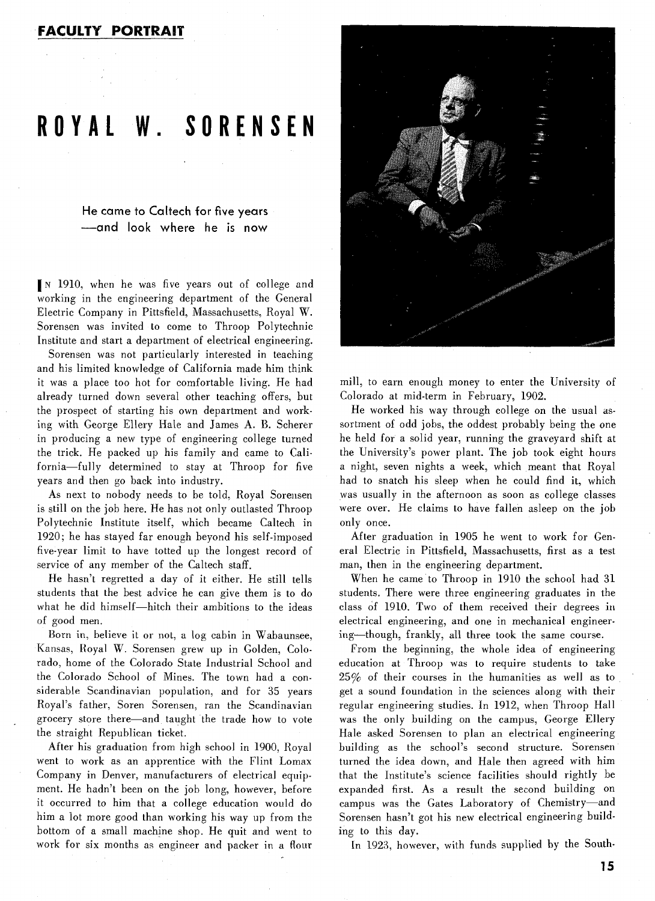**FACULTY PORTRAIT**

# ROYAL W. SORENSEN

### He came to Caltech for five years —and look where he is now

In 1910, when he was five years out of college and working in the engineering department of the General Electric Company in Pittsfield, Massachusetts, Royal W. Sorensen was invited to come to Throop Polytechnic Institute and start a department of electrical engineering.

Sorensen was not particularly interested in teaching and his limited knowledge of California made him think it was a place too hot for comfortable living. He had already turned down several other teaching offers, but the prospect of starting his own department and working with George Ellery Hale and James A. B. Scherer in producing a new type of engineering college turned the trick. He packed up his family and came to California—fully determined to stay at Throop for five years and then go back into industry.

As next to nobody needs to be told, Royal Sorensen is still on the job here. He has not only outlasted Throop Polytechnic Institute itself, which became Caltech in 1920; he has stayed far enough beyond his self-imposed five-year limit to have totted up the longest record of service of any member of the Caltech staff.

He hasn't regretted a day of it either. He still tells students that the best advice he can give them is to do what he did himself—hitch their ambitions to the ideas of good men.

Born in, believe it or not, a log cabin in Wabaunsee, Kansas, Royal W. Sorensen grew up in Golden, Colorado, home of the Colorado State Industrial School and the Colorado School of Mines. The town had a considerable Scandinavian population, and for 35 years Royal's father, Soren Sorensen, ran the Scandinavian grocery store there—and taught the trade how to vote the straight Republican ticket.

After his graduation from high school in 1900, Royal went to work as an apprentice with the Flint Lomax Company in Denver, manufacturers of electrical equipment. He hadn't been on the job long, however, before it occurred to him that a college education would do him a lot more good than working his way up from the bottom of a small machine shop. He quit and went to work for six months as engineer and packer in a flour mill, to earn enough money to enter the University of Colorado at mid-term in February, 1902.

He worked his way through college on the usual assortment of odd jobs, the oddest probably being the one he held for a solid year, running the graveyard shift at the University's power plant. The job took eight hours a night, seven nights a week, which meant that Royal had to snatch his sleep when he could find it, which was usually in the afternoon as soon as college classes were over. He claims to have fallen asleep on the job only once.

After graduation in 1905 he went to work for General Electric in Pittsfield, Massachusetts, first as a test man, then in the engineering department.

When he came to Throop in 1910 the school had 31 students. There were three engineering graduates in the class of 1910. Two of them received their degrees in electrical engineering, and one in mechanical engineering—though, frankly, all three took the same course.

From the beginning, the whole idea of engineering education at Throop was to require students to take 25% of their courses in the humanities as well as to get a sound foundation in the sciences along with their regular engineering studies. In 1912, when Throop Hall was the only building on the campus, George Ellery Hale asked Sorensen to plan an electrical engineering building as the school's second structure. Sorensen turned the idea down, and Hale then agreed with him that the Institute's science facilities should rightly be expanded first. As a result the second building on campus was the Gates Laboratory of Chemistry—and Sorensen hasn't got his new electrical engineering building to this day.

In 1923, however, with funds supplied by the South-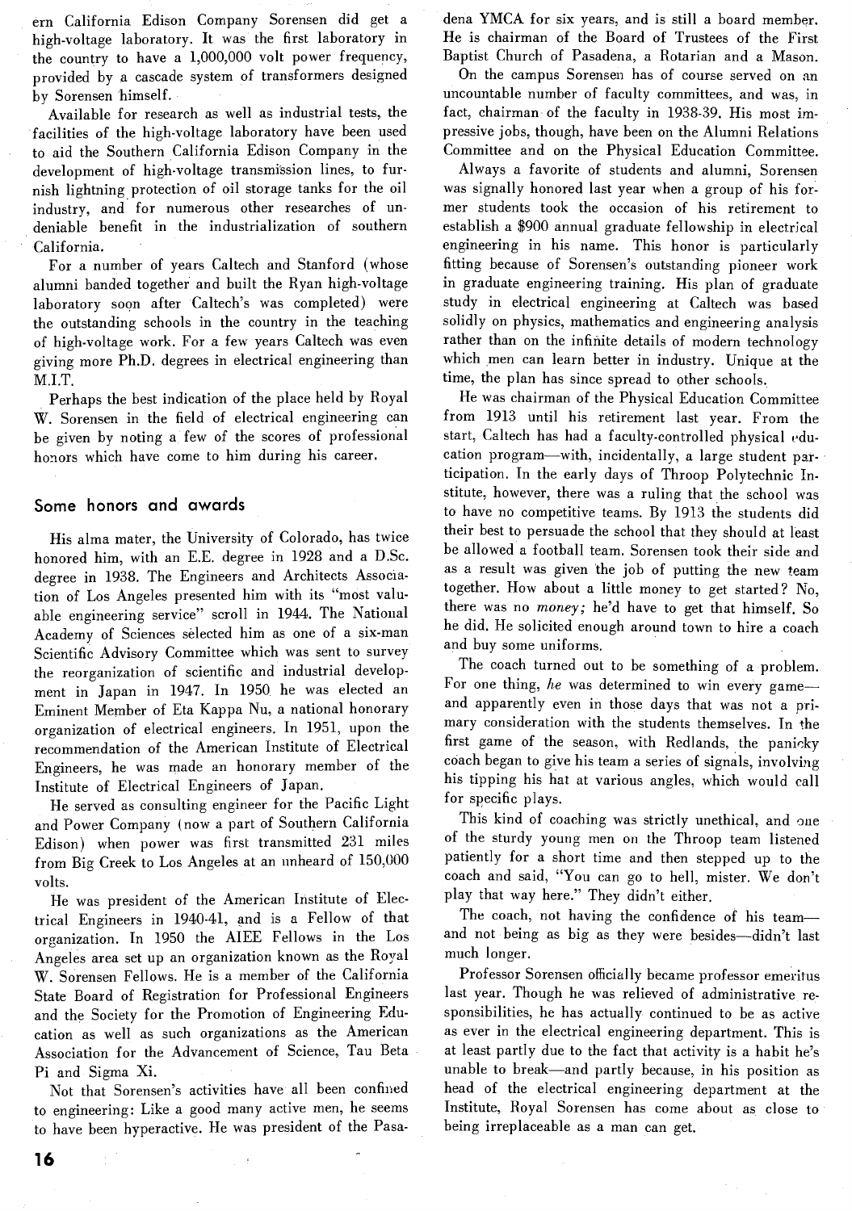ern California Edison Company Sorensen did get a high-voltage laboratory. It was the first laboratory in the country to have a 1,000,000 volt power frequency, provided by a cascade system of transformers designed by Sorensen himself.

Available for research as well as industrial tests, the facilities of the high-voltage laboratory have been used to aid the Southern California Edison Company in the development of high-voltage transmission lines, to furnish lightning protection of oil storage tanks for the oil industry, and for numerous other researches of undeniable benefit in the industrialization of southern California.

For a number of years Caltech and Stanford (whose alumni banded together and built the Ryan high-voltage laboratory soon after Caltech's was completed) were the outstanding schools in the country in the teaching of high-voltage work. For a few years Caltech was even giving more Ph.D. degrees in electrical engineering than M.I.T.

Perhaps the best indication of the place held by Royal W. Sorensen in the field of electrical engineering can be given by noting a few of the scores of professional honors which have come to him during his career.

## Some honors and awards

His alma mater, the University of Colorado, has twice honored him, with an E.E. degree in 1928 and a D.Sc. degree in 1938. The Engineers and Architects Association of Los Angeles presented him with its "most valuable engineering service" scroll in 1944. The National Academy of Sciences selected him as one of a six-man Scientific Advisory Committee which was sent to survey the reorganization of scientific and industrial development in Japan in 1947. In 1950 he was elected an Eminent Member of Eta Kappa Nu, a national honorary organization of electrical engineers. In 1951, upon the recommendation of the American Institute of Electrical Engineers, he was made an honorary member of the Institute of Electrical Engineers of Japan.

He served as consulting engineer for the Pacific Light and Power Company (now a part of Southern California Edison) when power was first transmitted 231 miles from Big Creek to Los Angeles at an unheard of 150,000 volts.

He was president of the American Institute of Electrical Engineers in 1940-41, and is a Fellow of that organization. In 1950 the AIEE Fellows in the Los Angeles area set up an organization known as the Royal W. Sorensen Fellows. He is a member of the California State Board of Registration for Professional Engineers and the Society for the Promotion of Engineering Education as well as such organizations as the American Association for the Advancement of Science, Tau Beta Pi and Sigma Xi.

Not that Sorensen's activities have all been confined to engineering: Like a good many active men, he seems to have been hyperactive. He was president of the Pasadena YMCA for six years, and is still a board member. He is chairman of the Board of Trustees of the First Baptist Church of Pasadena, a Rotarian and a Mason.

On the campus Sorensen has of course served on an uncountable number of faculty committees, and was, in fact, chairman of the faculty in 1938-39. His most impressive jobs, though, have been on the Alumni Relations Committee and on the Physical Education Committee.

Always a favorite of students and alumni, Sorensen was signally honored last year when a group of his former students took the occasion of his retirement to establish a $900 annual graduate fellowship in electrical engineering in his name. This honor is particularly fitting because of Sorensen's outstanding pioneer work in graduate engineering training. His plan of graduate study in electrical engineering at Caltech was based solidly on physics, mathematics and engineering analysis rather than on the infinite details of modern technology which men can learn better in industry. Unique at the time, the plan has since spread to other schools.

He was chairman of the Physical Education Committee from 1913 until his retirement last year. From the start, Caltech has had a faculty-controlled physical education program—with, incidentally, a large student participation. In the early days of Throop Polytechnic Institute, however, there was a ruling that the school was to have no competitive teams. By 1913 the students did their best to persuade the school that they should at least be allowed a football team. Sorensen took their side and as a result was given the job of putting the new team together. How about a little money to get started? No, there was no *money;* he'd have to get that himself. So he did. He solicited enough around town to hire a coach and buy some uniforms.

The coach turned out to be something of a problem. For one thing, *he* was determined to win every game—and apparently even in those days that was not a primary consideration with the students themselves. In the first game of the season, with Redlands, the panicky coach began to give his team a series of signals, involving his tipping his hat at various angles, which would call for specific plays.

This kind of coaching was strictly unethical, and one of the sturdy young men on the Throop team listened patiently for a short time and then stepped up to the coach and said, "You can go to hell, mister. We don't play that way here." They didn't either.

The coach, not having the confidence of his team—and not being as big as they were besides—didn't last much longer.

Professor Sorensen officially became professor emeritus last year. Though he was relieved of administrative responsibilities, he has actually continued to be as active as ever in the electrical engineering department. This is at least partly due to the fact that activity is a habit he's unable to break—and partly because, in his position as head of the electrical engineering department at the Institute, Royal Sorensen has come about as close to being irreplaceable as a man can get.